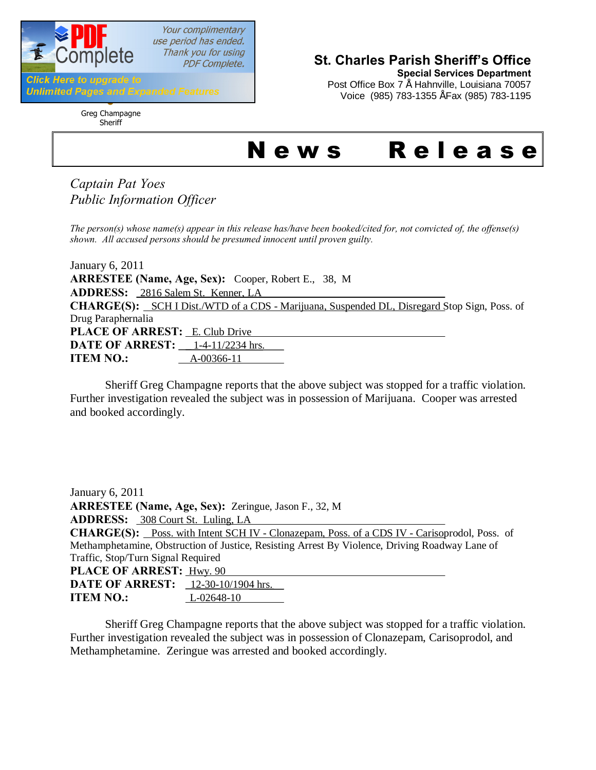**St. Charles Parish Sheriff's Office**
**Special Services Department**
Post Office Box 7 Å Hahnville, Louisiana 70057
Voice (985) 783-1355 ÅFax (985) 783-1195

Greg Champagne
Sheriff

# News Release

*Captain Pat Yoes*
*Public Information Officer*

*The person(s) whose name(s) appear in this release has/have been booked/cited for, not convicted of, the offense(s) shown. All accused persons should be presumed innocent until proven guilty.*

January 6, 2011
**ARRESTEE (Name, Age, Sex):** Cooper, Robert E., 38, M
**ADDRESS:** 2816 Salem St. Kenner, LA
**CHARGE(S):** SCH I Dist./WTD of a CDS - Marijuana, Suspended DL, Disregard Stop Sign, Poss. of Drug Paraphernalia
**PLACE OF ARREST:** E. Club Drive
**DATE OF ARREST:** 1-4-11/2234 hrs.
**ITEM NO.:** A-00366-11

Sheriff Greg Champagne reports that the above subject was stopped for a traffic violation. Further investigation revealed the subject was in possession of Marijuana. Cooper was arrested and booked accordingly.

January 6, 2011
**ARRESTEE (Name, Age, Sex):** Zeringue, Jason F., 32, M
**ADDRESS:** 308 Court St. Luling, LA
**CHARGE(S):** Poss. with Intent SCH IV - Clonazepam, Poss. of a CDS IV - Carisoprodol, Poss. of Methamphetamine, Obstruction of Justice, Resisting Arrest By Violence, Driving Roadway Lane of Traffic, Stop/Turn Signal Required
**PLACE OF ARREST:** Hwy. 90
**DATE OF ARREST:** 12-30-10/1904 hrs.
**ITEM NO.:** L-02648-10

Sheriff Greg Champagne reports that the above subject was stopped for a traffic violation. Further investigation revealed the subject was in possession of Clonazepam, Carisoprodol, and Methamphetamine. Zeringue was arrested and booked accordingly.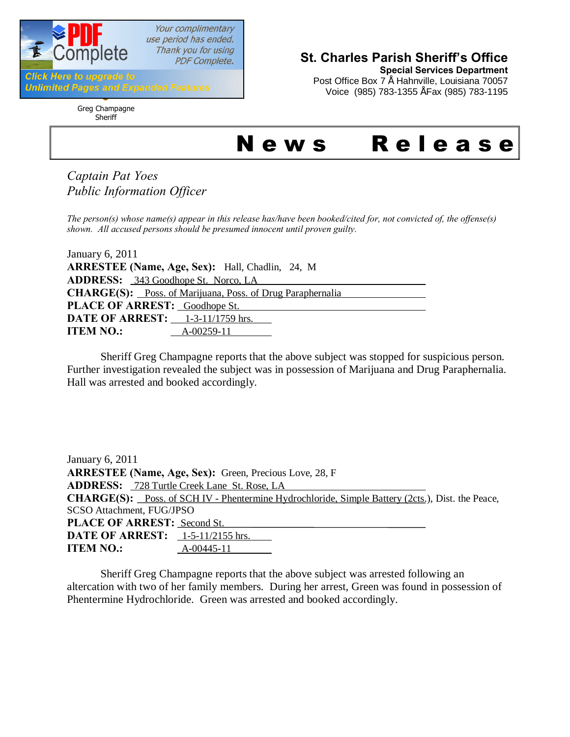**St. Charles Parish Sheriff's Office**
**Special Services Department**
Post Office Box 7 Å Hahnville, Louisiana 70057
Voice (985) 783-1355 ÅFax (985) 783-1195

Greg Champagne
Sheriff

# News Release

*Captain Pat Yoes*
*Public Information Officer*

*The person(s) whose name(s) appear in this release has/have been booked/cited for, not convicted of, the offense(s) shown. All accused persons should be presumed innocent until proven guilty.*

January 6, 2011
**ARRESTEE (Name, Age, Sex):** Hall, Chadlin, 24, M
**ADDRESS:** 343 Goodhope St. Norco, LA
**CHARGE(S):** Poss. of Marijuana, Poss. of Drug Paraphernalia
**PLACE OF ARREST:** Goodhope St.
**DATE OF ARREST:** 1-3-11/1759 hrs.
**ITEM NO.:** A-00259-11

Sheriff Greg Champagne reports that the above subject was stopped for suspicious person. Further investigation revealed the subject was in possession of Marijuana and Drug Paraphernalia. Hall was arrested and booked accordingly.

January 6, 2011
**ARRESTEE (Name, Age, Sex):** Green, Precious Love, 28, F
**ADDRESS:** 728 Turtle Creek Lane St. Rose, LA
**CHARGE(S):** Poss. of SCH IV - Phentermine Hydrochloride, Simple Battery (2cts.), Dist. the Peace, SCSO Attachment, FUG/JPSO
**PLACE OF ARREST:** Second St.
**DATE OF ARREST:** 1-5-11/2155 hrs.
**ITEM NO.:** A-00445-11

Sheriff Greg Champagne reports that the above subject was arrested following an altercation with two of her family members. During her arrest, Green was found in possession of Phentermine Hydrochloride. Green was arrested and booked accordingly.